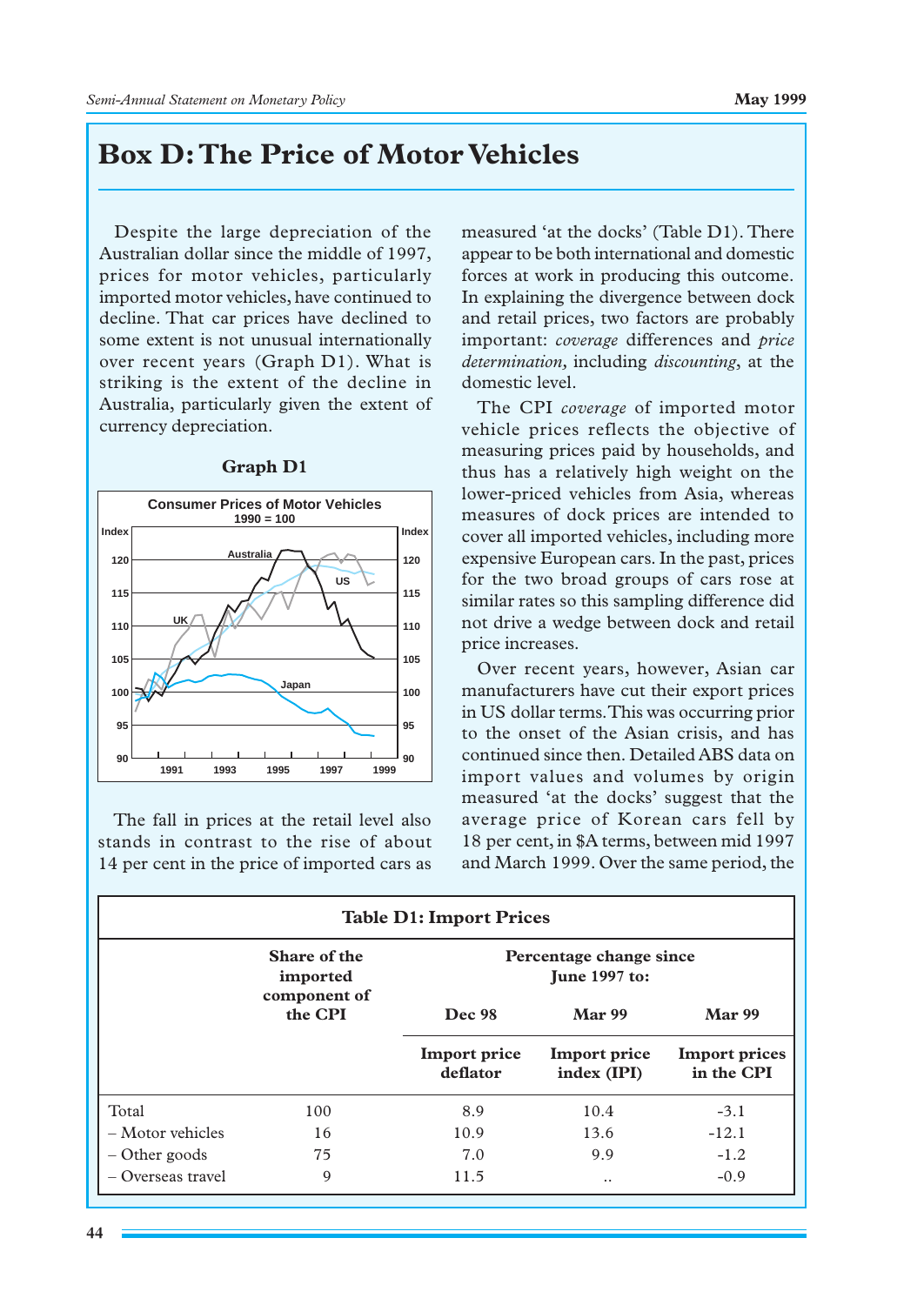# Box D: The Price of Motor Vehicles

Despite the large depreciation of the Australian dollar since the middle of 1997, prices for motor vehicles, particularly imported motor vehicles, have continued to decline. That car prices have declined to some extent is not unusual internationally over recent years (Graph D1). What is striking is the extent of the decline in Australia, particularly given the extent of currency depreciation.

**Graph D1**

The fall in prices at the retail level also stands in contrast to the rise of about 14 per cent in the price of imported cars as measured 'at the docks' (Table D1). There appear to be both international and domestic forces at work in producing this outcome. In explaining the divergence between dock and retail prices, two factors are probably important: *coverage* differences and *price determination,* including *discounting*, at the domestic level.

The CPI *coverage* of imported motor vehicle prices reflects the objective of measuring prices paid by households, and thus has a relatively high weight on the lower-priced vehicles from Asia, whereas measures of dock prices are intended to cover all imported vehicles, including more expensive European cars. In the past, prices for the two broad groups of cars rose at similar rates so this sampling difference did not drive a wedge between dock and retail price increases.

Over recent years, however, Asian car manufacturers have cut their export prices in US dollar terms. This was occurring prior to the onset of the Asian crisis, and has continued since then. Detailed ABS data on import values and volumes by origin measured 'at the docks' suggest that the average price of Korean cars fell by 18 per cent, in $A terms, between mid 1997 and March 1999. Over the same period, the

**Table D1: Import Prices**

| | Share of the imported component of the CPI | Percentage change since June 1997 to: | | |
|---|---|---|---|---|
| | | Dec 98 | Mar 99 | Mar 99 |
| | | Import price deflator | Import price index (IPI) | Import prices in the CPI |
| Total | 100 | 8.9 | 10.4 | -3.1 |
| – Motor vehicles | 16 | 10.9 | 13.6 | -12.1 |
| – Other goods | 75 | 7.0 | 9.9 | -1.2 |
| – Overseas travel | 9 | 11.5 | .. | -0.9 |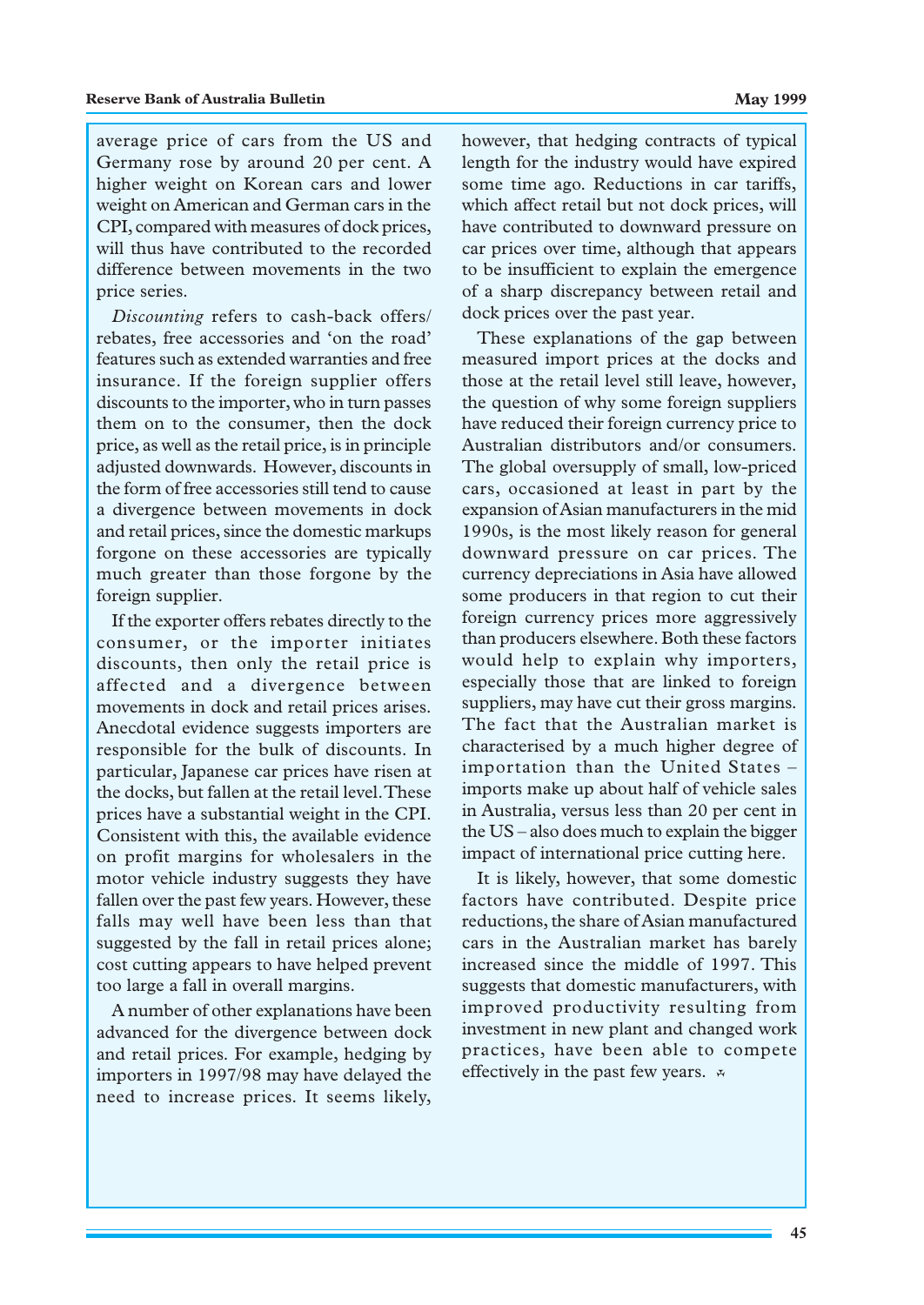average price of cars from the US and Germany rose by around 20 per cent. A higher weight on Korean cars and lower weight on American and German cars in the CPI, compared with measures of dock prices, will thus have contributed to the recorded difference between movements in the two price series.

*Discounting* refers to cash-back offers/ rebates, free accessories and 'on the road' features such as extended warranties and free insurance. If the foreign supplier offers discounts to the importer, who in turn passes them on to the consumer, then the dock price, as well as the retail price, is in principle adjusted downwards. However, discounts in the form of free accessories still tend to cause a divergence between movements in dock and retail prices, since the domestic markups forgone on these accessories are typically much greater than those forgone by the foreign supplier.

If the exporter offers rebates directly to the consumer, or the importer initiates discounts, then only the retail price is affected and a divergence between movements in dock and retail prices arises. Anecdotal evidence suggests importers are responsible for the bulk of discounts. In particular, Japanese car prices have risen at the docks, but fallen at the retail level. These prices have a substantial weight in the CPI. Consistent with this, the available evidence on profit margins for wholesalers in the motor vehicle industry suggests they have fallen over the past few years. However, these falls may well have been less than that suggested by the fall in retail prices alone; cost cutting appears to have helped prevent too large a fall in overall margins.

A number of other explanations have been advanced for the divergence between dock and retail prices. For example, hedging by importers in 1997/98 may have delayed the need to increase prices. It seems likely, however, that hedging contracts of typical length for the industry would have expired some time ago. Reductions in car tariffs, which affect retail but not dock prices, will have contributed to downward pressure on car prices over time, although that appears to be insufficient to explain the emergence of a sharp discrepancy between retail and dock prices over the past year.

These explanations of the gap between measured import prices at the docks and those at the retail level still leave, however, the question of why some foreign suppliers have reduced their foreign currency price to Australian distributors and/or consumers. The global oversupply of small, low-priced cars, occasioned at least in part by the expansion of Asian manufacturers in the mid 1990s, is the most likely reason for general downward pressure on car prices. The currency depreciations in Asia have allowed some producers in that region to cut their foreign currency prices more aggressively than producers elsewhere. Both these factors would help to explain why importers, especially those that are linked to foreign suppliers, may have cut their gross margins. The fact that the Australian market is characterised by a much higher degree of importation than the United States – imports make up about half of vehicle sales in Australia, versus less than 20 per cent in the US – also does much to explain the bigger impact of international price cutting here.

It is likely, however, that some domestic factors have contributed. Despite price reductions, the share of Asian manufactured cars in the Australian market has barely increased since the middle of 1997. This suggests that domestic manufacturers, with improved productivity resulting from investment in new plant and changed work practices, have been able to compete effectively in the past few years.